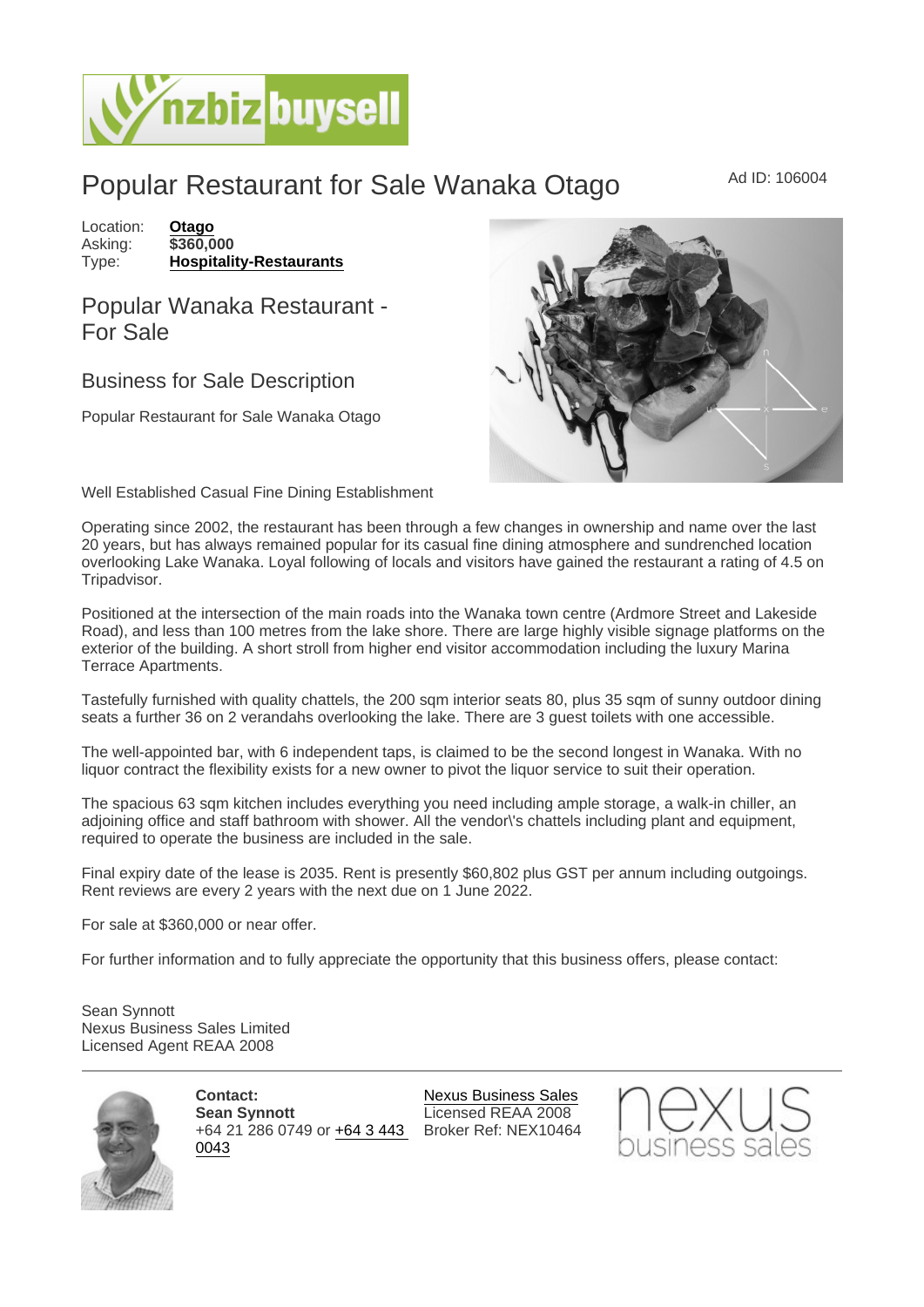# Popular Restaurant for Sale Wanaka Otago

Ad ID: 106004

Location: **Otago**
Asking: **$360,000**
Type: **Hospitality-Restaurants**

## Popular Wanaka Restaurant - For Sale

### Business for Sale Description

Popular Restaurant for Sale Wanaka Otago

Well Established Casual Fine Dining Establishment

Operating since 2002, the restaurant has been through a few changes in ownership and name over the last 20 years, but has always remained popular for its casual fine dining atmosphere and sundrenched location overlooking Lake Wanaka. Loyal following of locals and visitors have gained the restaurant a rating of 4.5 on Tripadvisor.

Positioned at the intersection of the main roads into the Wanaka town centre (Ardmore Street and Lakeside Road), and less than 100 metres from the lake shore. There are large highly visible signage platforms on the exterior of the building. A short stroll from higher end visitor accommodation including the luxury Marina Terrace Apartments.

Tastefully furnished with quality chattels, the 200 sqm interior seats 80, plus 35 sqm of sunny outdoor dining seats a further 36 on 2 verandahs overlooking the lake. There are 3 guest toilets with one accessible.

The well-appointed bar, with 6 independent taps, is claimed to be the second longest in Wanaka. With no liquor contract the flexibility exists for a new owner to pivot the liquor service to suit their operation.

The spacious 63 sqm kitchen includes everything you need including ample storage, a walk-in chiller, an adjoining office and staff bathroom with shower. All the vendor\'s chattels including plant and equipment, required to operate the business are included in the sale.

Final expiry date of the lease is 2035. Rent is presently $60,802 plus GST per annum including outgoings. Rent reviews are every 2 years with the next due on 1 June 2022.

For sale at $360,000 or near offer.

For further information and to fully appreciate the opportunity that this business offers, please contact:

Sean Synnott
Nexus Business Sales Limited
Licensed Agent REAA 2008

**Contact:**
**Sean Synnott**
+64 21 286 0749 or +64 3 443 0043

Nexus Business Sales
Licensed REAA 2008
Broker Ref: NEX10464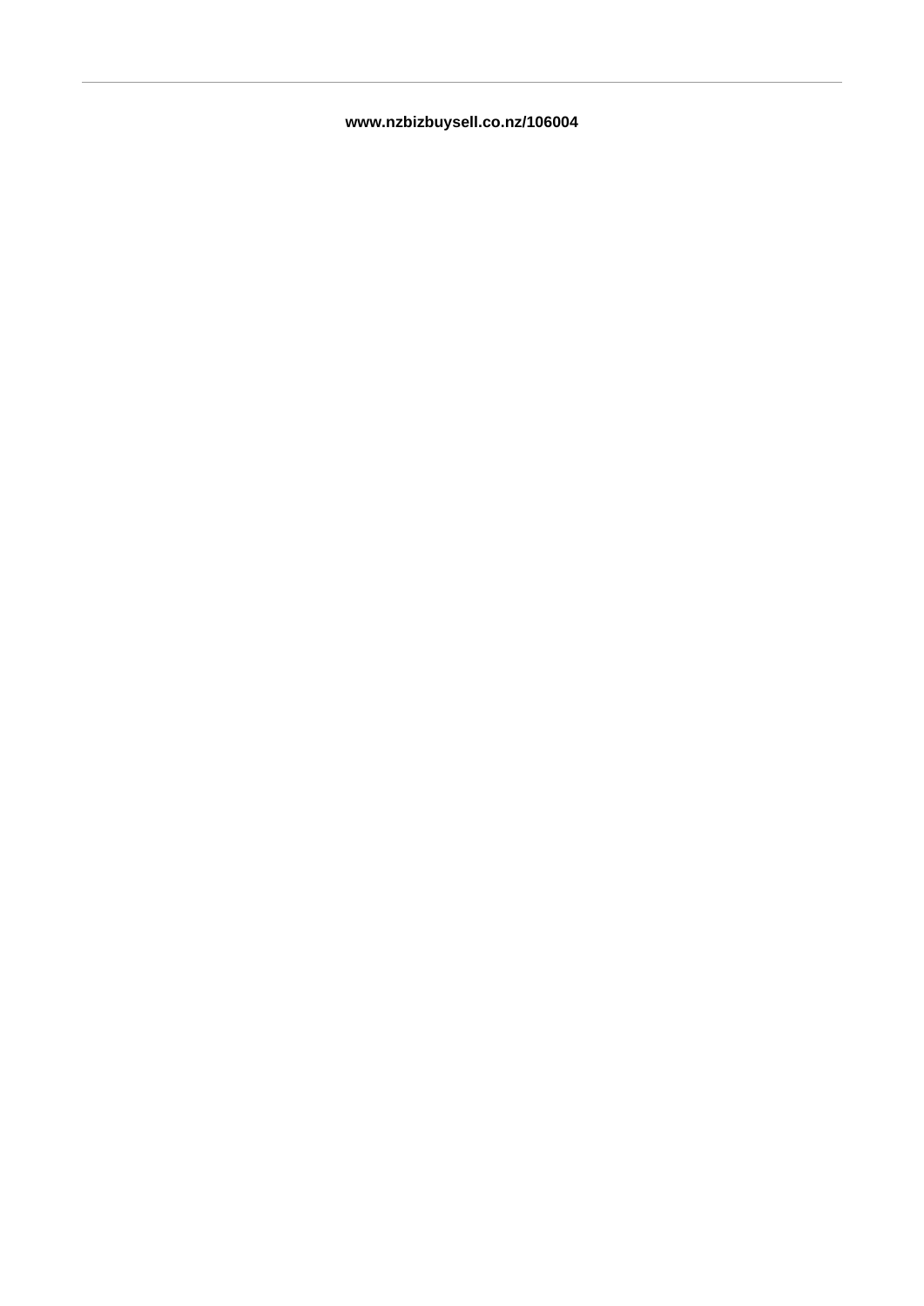**www.nzbizbuysell.co.nz/106004**